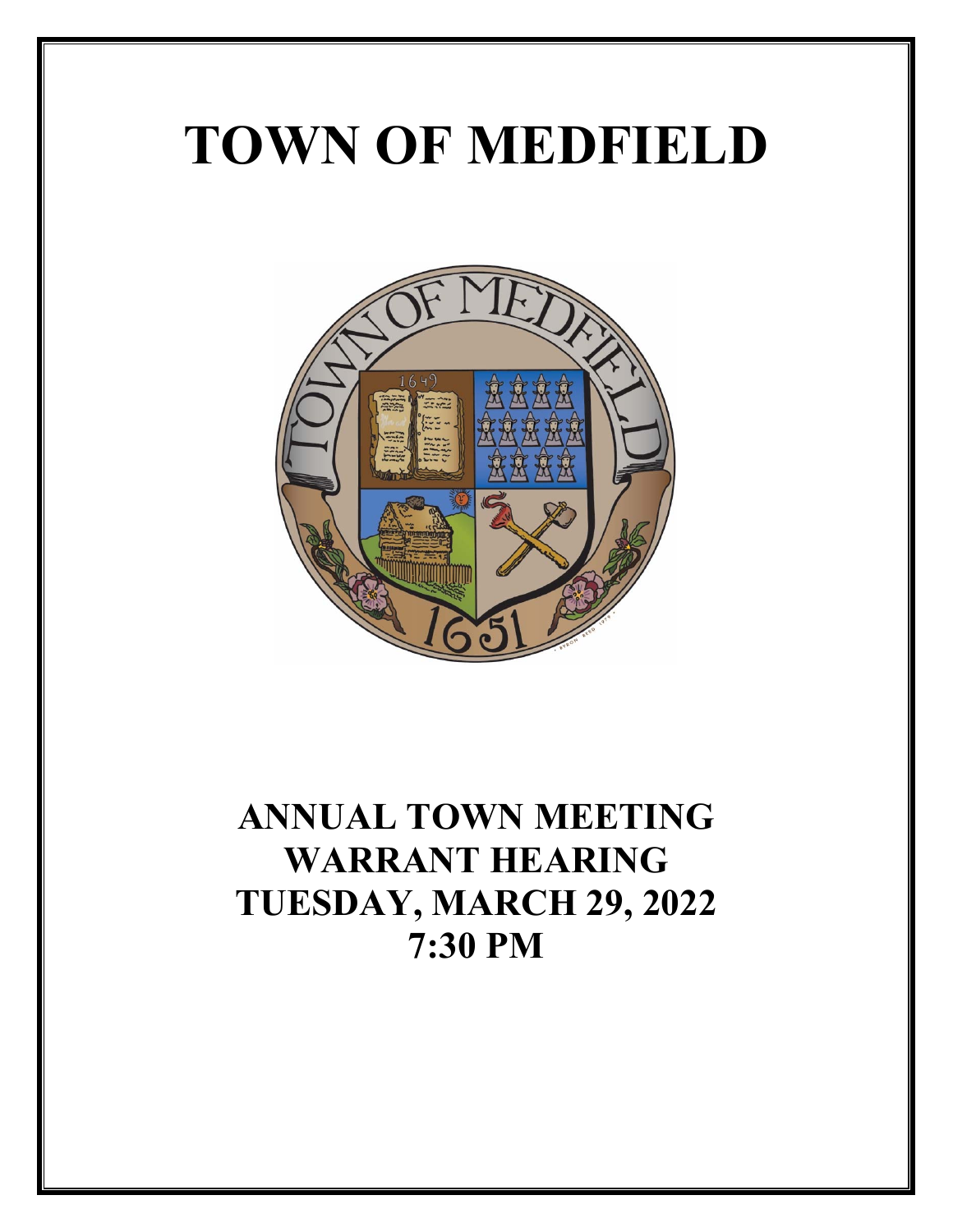# TOWN OF MEDFIELD

## ANNUAL TOWN MEETING WARRANT HEARING TUESDAY, MARCH 29, 2022 7:30 PM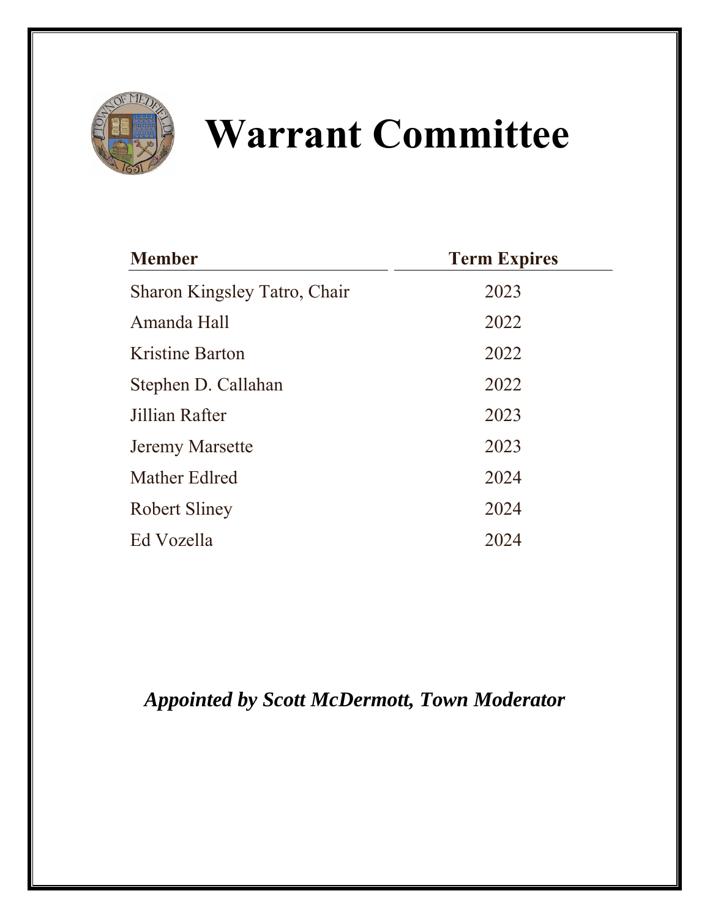# Warrant Committee

| Member | Term Expires |
| --- | --- |
| Sharon Kingsley Tatro, Chair | 2023 |
| Amanda Hall | 2022 |
| Kristine Barton | 2022 |
| Stephen D. Callahan | 2022 |
| Jillian Rafter | 2023 |
| Jeremy Marsette | 2023 |
| Mather Edlred | 2024 |
| Robert Sliney | 2024 |
| Ed Vozella | 2024 |

***Appointed by Scott McDermott, Town Moderator***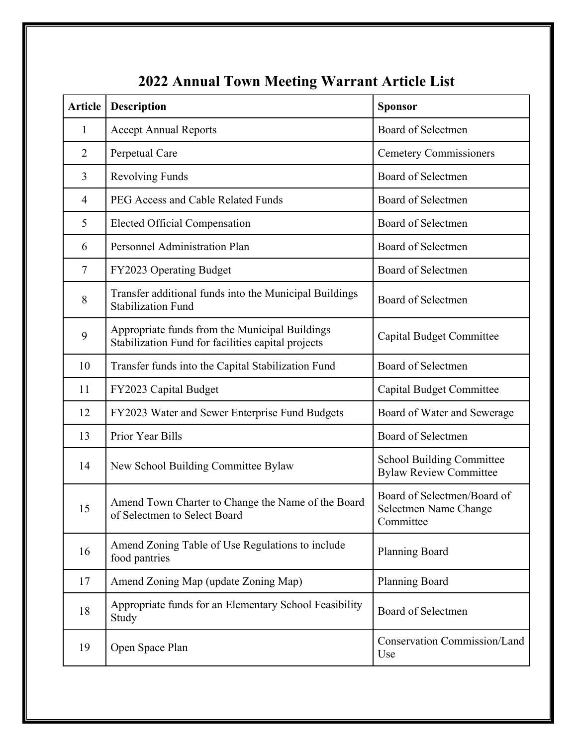# 2022 Annual Town Meeting Warrant Article List

| Article | Description | Sponsor |
|---|---|---|
| 1 | Accept Annual Reports | Board of Selectmen |
| 2 | Perpetual Care | Cemetery Commissioners |
| 3 | Revolving Funds | Board of Selectmen |
| 4 | PEG Access and Cable Related Funds | Board of Selectmen |
| 5 | Elected Official Compensation | Board of Selectmen |
| 6 | Personnel Administration Plan | Board of Selectmen |
| 7 | FY2023 Operating Budget | Board of Selectmen |
| 8 | Transfer additional funds into the Municipal Buildings Stabilization Fund | Board of Selectmen |
| 9 | Appropriate funds from the Municipal Buildings Stabilization Fund for facilities capital projects | Capital Budget Committee |
| 10 | Transfer funds into the Capital Stabilization Fund | Board of Selectmen |
| 11 | FY2023 Capital Budget | Capital Budget Committee |
| 12 | FY2023 Water and Sewer Enterprise Fund Budgets | Board of Water and Sewerage |
| 13 | Prior Year Bills | Board of Selectmen |
| 14 | New School Building Committee Bylaw | School Building Committee Bylaw Review Committee |
| 15 | Amend Town Charter to Change the Name of the Board of Selectmen to Select Board | Board of Selectmen/Board of Selectmen Name Change Committee |
| 16 | Amend Zoning Table of Use Regulations to include food pantries | Planning Board |
| 17 | Amend Zoning Map (update Zoning Map) | Planning Board |
| 18 | Appropriate funds for an Elementary School Feasibility Study | Board of Selectmen |
| 19 | Open Space Plan | Conservation Commission/Land Use |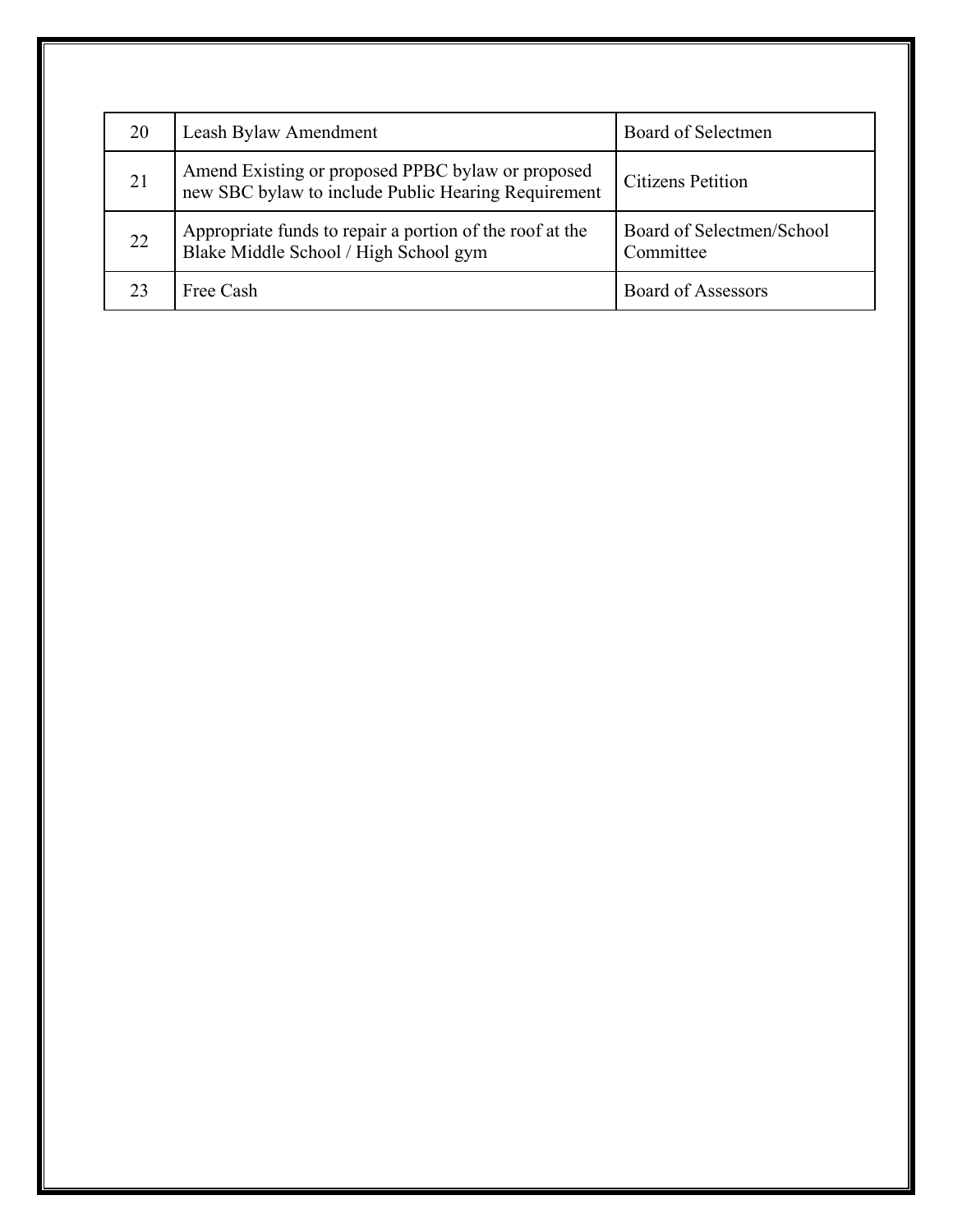| 20 | Leash Bylaw Amendment | Board of Selectmen |
|---|---|---|
| 21 | Amend Existing or proposed PPBC bylaw or proposed new SBC bylaw to include Public Hearing Requirement | Citizens Petition |
| 22 | Appropriate funds to repair a portion of the roof at the Blake Middle School / High School gym | Board of Selectmen/School Committee |
| 23 | Free Cash | Board of Assessors |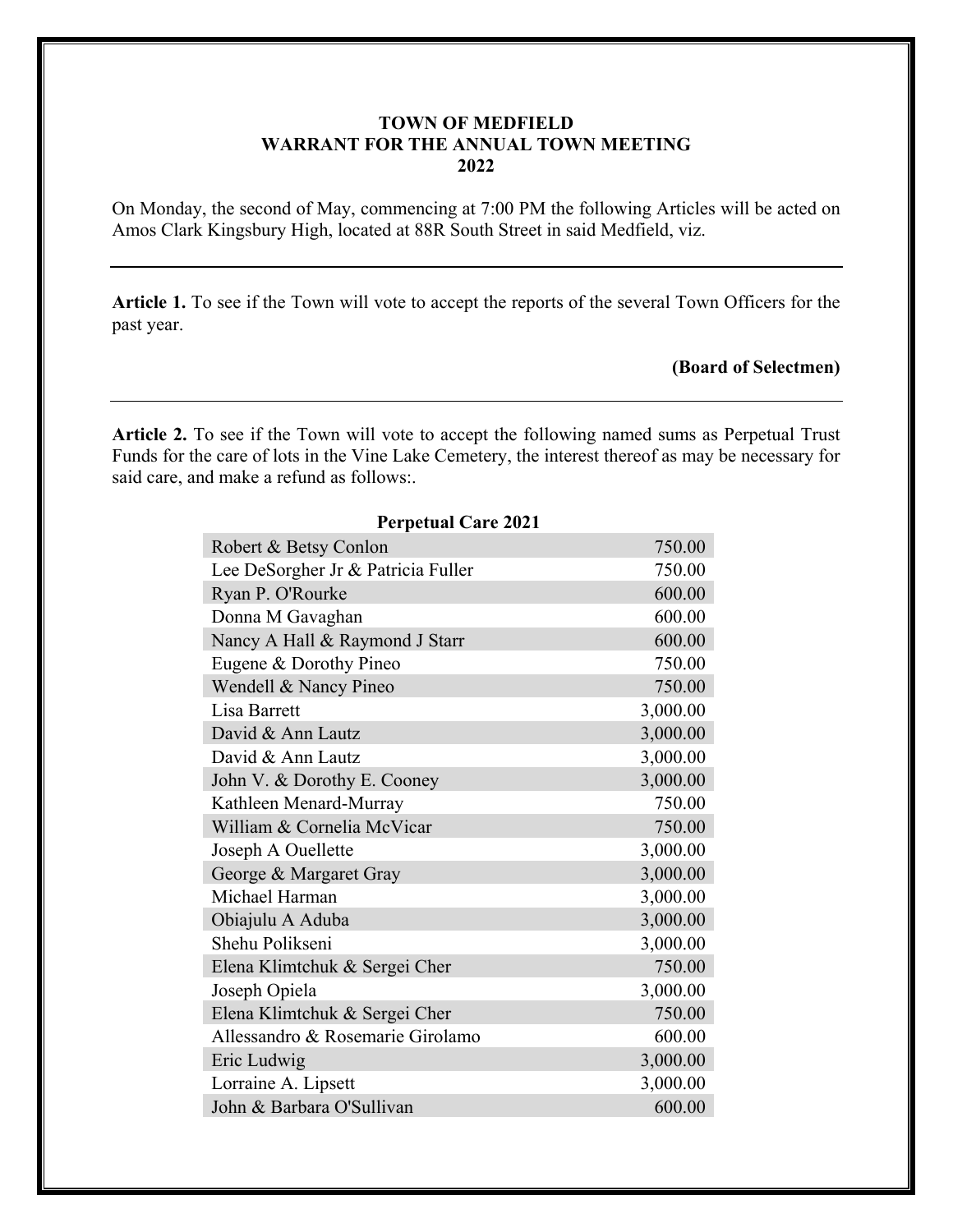**TOWN OF MEDFIELD**
**WARRANT FOR THE ANNUAL TOWN MEETING**
**2022**

On Monday, the second of May, commencing at 7:00 PM the following Articles will be acted on Amos Clark Kingsbury High, located at 88R South Street in said Medfield, viz.

---

**Article 1.** To see if the Town will vote to accept the reports of the several Town Officers for the past year.

**(Board of Selectmen)**

---

**Article 2.** To see if the Town will vote to accept the following named sums as Perpetual Trust Funds for the care of lots in the Vine Lake Cemetery, the interest thereof as may be necessary for said care, and make a refund as follows:.

| Perpetual Care 2021 | |
|---|---:|
| Robert & Betsy Conlon | 750.00 |
| Lee DeSorgher Jr & Patricia Fuller | 750.00 |
| Ryan P. O'Rourke | 600.00 |
| Donna M Gavaghan | 600.00 |
| Nancy A Hall & Raymond J Starr | 600.00 |
| Eugene & Dorothy Pineo | 750.00 |
| Wendell & Nancy Pineo | 750.00 |
| Lisa Barrett | 3,000.00 |
| David & Ann Lautz | 3,000.00 |
| David & Ann Lautz | 3,000.00 |
| John V. & Dorothy E. Cooney | 3,000.00 |
| Kathleen Menard-Murray | 750.00 |
| William & Cornelia McVicar | 750.00 |
| Joseph A Ouellette | 3,000.00 |
| George & Margaret Gray | 3,000.00 |
| Michael Harman | 3,000.00 |
| Obiajulu A Aduba | 3,000.00 |
| Shehu Polikseni | 3,000.00 |
| Elena Klimtchuk & Sergei Cher | 750.00 |
| Joseph Opiela | 3,000.00 |
| Elena Klimtchuk & Sergei Cher | 750.00 |
| Allessandro & Rosemarie Girolamo | 600.00 |
| Eric Ludwig | 3,000.00 |
| Lorraine A. Lipsett | 3,000.00 |
| John & Barbara O'Sullivan | 600.00 |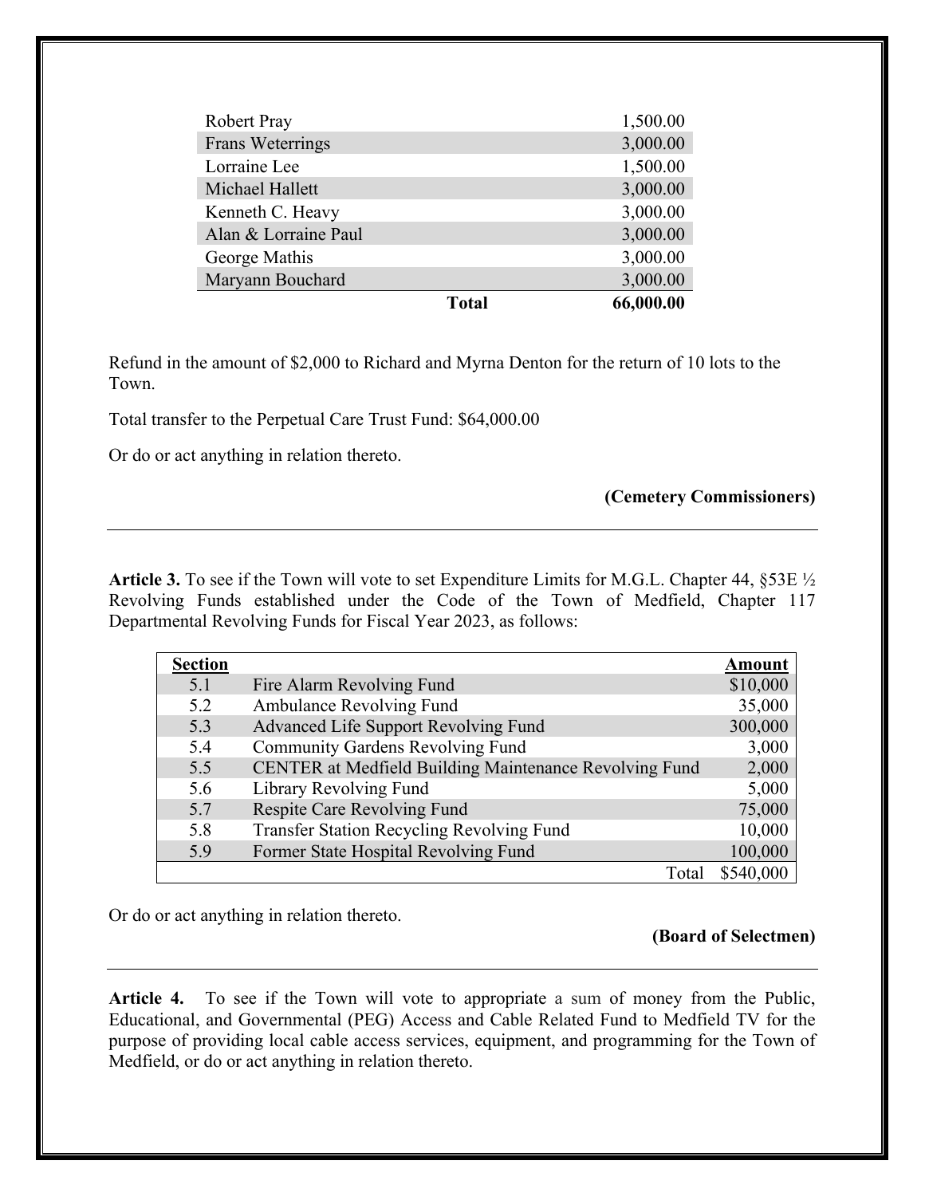| | |
|---|---|
| Robert Pray | 1,500.00 |
| Frans Weterrings | 3,000.00 |
| Lorraine Lee | 1,500.00 |
| Michael Hallett | 3,000.00 |
| Kenneth C. Heavy | 3,000.00 |
| Alan & Lorraine Paul | 3,000.00 |
| George Mathis | 3,000.00 |
| Maryann Bouchard | 3,000.00 |
| **Total** | **66,000.00** |

Refund in the amount of $2,000 to Richard and Myrna Denton for the return of 10 lots to the Town.

Total transfer to the Perpetual Care Trust Fund: $64,000.00

Or do or act anything in relation thereto.

**(Cemetery Commissioners)**

---

**Article 3.** To see if the Town will vote to set Expenditure Limits for M.G.L. Chapter 44, §53E ½ Revolving Funds established under the Code of the Town of Medfield, Chapter 117 Departmental Revolving Funds for Fiscal Year 2023, as follows:

| **Section** | | **Amount** |
|---|---|---|
| 5.1 | Fire Alarm Revolving Fund | $10,000 |
| 5.2 | Ambulance Revolving Fund | 35,000 |
| 5.3 | Advanced Life Support Revolving Fund | 300,000 |
| 5.4 | Community Gardens Revolving Fund | 3,000 |
| 5.5 | CENTER at Medfield Building Maintenance Revolving Fund | 2,000 |
| 5.6 | Library Revolving Fund | 5,000 |
| 5.7 | Respite Care Revolving Fund | 75,000 |
| 5.8 | Transfer Station Recycling Revolving Fund | 10,000 |
| 5.9 | Former State Hospital Revolving Fund | 100,000 |
| | Total | $540,000 |

Or do or act anything in relation thereto.

**(Board of Selectmen)**

---

**Article 4.** To see if the Town will vote to appropriate a sum of money from the Public, Educational, and Governmental (PEG) Access and Cable Related Fund to Medfield TV for the purpose of providing local cable access services, equipment, and programming for the Town of Medfield, or do or act anything in relation thereto.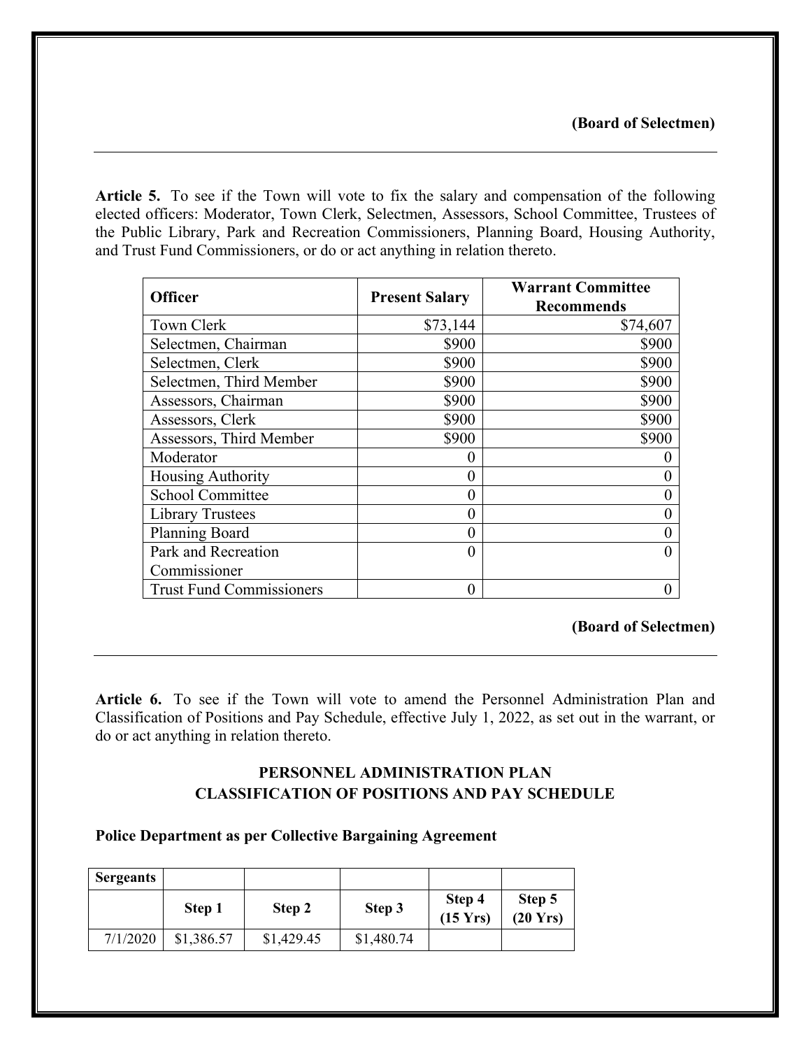**(Board of Selectmen)**

---

**Article 5.** To see if the Town will vote to fix the salary and compensation of the following elected officers: Moderator, Town Clerk, Selectmen, Assessors, School Committee, Trustees of the Public Library, Park and Recreation Commissioners, Planning Board, Housing Authority, and Trust Fund Commissioners, or do or act anything in relation thereto.

| Officer | Present Salary | Warrant Committee Recommends |
|---|---:|---:|
| Town Clerk | $73,144 | $74,607 |
| Selectmen, Chairman | $900 | $900 |
| Selectmen, Clerk | $900 | $900 |
| Selectmen, Third Member | $900 | $900 |
| Assessors, Chairman | $900 | $900 |
| Assessors, Clerk | $900 | $900 |
| Assessors, Third Member | $900 | $900 |
| Moderator | 0 | 0 |
| Housing Authority | 0 | 0 |
| School Committee | 0 | 0 |
| Library Trustees | 0 | 0 |
| Planning Board | 0 | 0 |
| Park and Recreation Commissioner | 0 | 0 |
| Trust Fund Commissioners | 0 | 0 |

**(Board of Selectmen)**

---

**Article 6.** To see if the Town will vote to amend the Personnel Administration Plan and Classification of Positions and Pay Schedule, effective July 1, 2022, as set out in the warrant, or do or act anything in relation thereto.

**PERSONNEL ADMINISTRATION PLAN**
**CLASSIFICATION OF POSITIONS AND PAY SCHEDULE**

**Police Department as per Collective Bargaining Agreement**

| Sergeants | | | | | |
|---|---|---|---|---|---|
| | Step 1 | Step 2 | Step 3 | Step 4 (15 Yrs) | Step 5 (20 Yrs) |
| 7/1/2020 | $1,386.57 | $1,429.45 | $1,480.74 | | |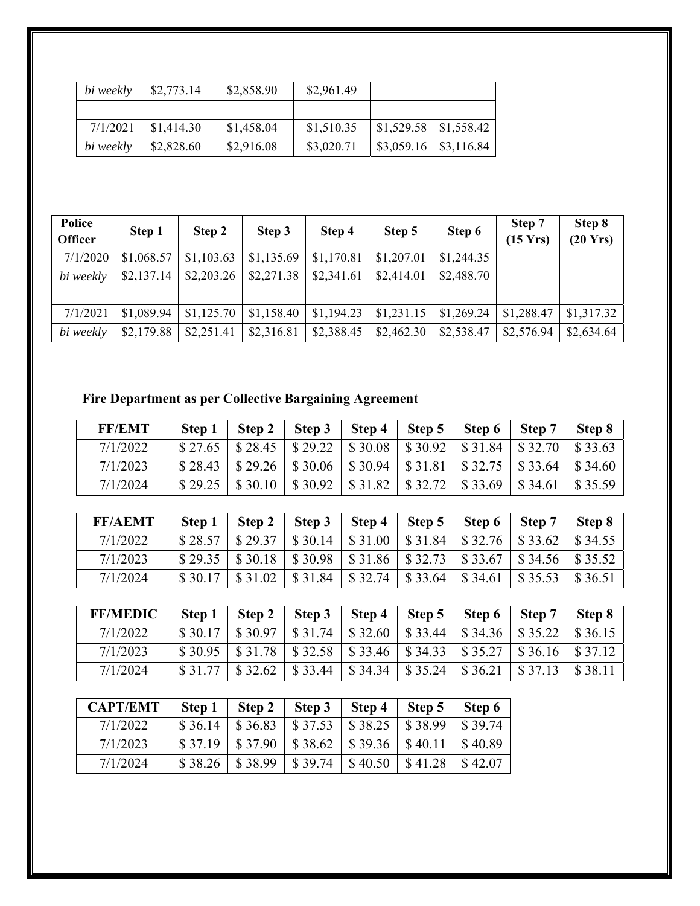| | | | | | |
|---|---|---|---|---|---|
| *bi weekly* | $2,773.14 | $2,858.90 | $2,961.49 | | |
| | | | | | |
| 7/1/2021 | $1,414.30 | $1,458.04 | $1,510.35 | $1,529.58 | $1,558.42 |
| *bi weekly* | $2,828.60 | $2,916.08 | $3,020.71 | $3,059.16 | $3,116.84 |

| **Police Officer** | **Step 1** | **Step 2** | **Step 3** | **Step 4** | **Step 5** | **Step 6** | **Step 7 (15 Yrs)** | **Step 8 (20 Yrs)** |
|---|---|---|---|---|---|---|---|---|
| 7/1/2020 | $1,068.57 | $1,103.63 | $1,135.69 | $1,170.81 | $1,207.01 | $1,244.35 | | |
| *bi weekly* | $2,137.14 | $2,203.26 | $2,271.38 | $2,341.61 | $2,414.01 | $2,488.70 | | |
| | | | | | | | | |
| 7/1/2021 | $1,089.94 | $1,125.70 | $1,158.40 | $1,194.23 | $1,231.15 | $1,269.24 | $1,288.47 | $1,317.32 |
| *bi weekly* | $2,179.88 | $2,251.41 | $2,316.81 | $2,388.45 | $2,462.30 | $2,538.47 | $2,576.94 | $2,634.64 |

**Fire Department as per Collective Bargaining Agreement**

| **FF/EMT** | **Step 1** | **Step 2** | **Step 3** | **Step 4** | **Step 5** | **Step 6** | **Step 7** | **Step 8** |
|---|---|---|---|---|---|---|---|---|
| 7/1/2022 | $ 27.65 | $ 28.45 | $ 29.22 | $ 30.08 | $ 30.92 | $ 31.84 | $ 32.70 | $ 33.63 |
| 7/1/2023 | $ 28.43 | $ 29.26 | $ 30.06 | $ 30.94 | $ 31.81 | $ 32.75 | $ 33.64 | $ 34.60 |
| 7/1/2024 | $ 29.25 | $ 30.10 | $ 30.92 | $ 31.82 | $ 32.72 | $ 33.69 | $ 34.61 | $ 35.59 |

| **FF/AEMT** | **Step 1** | **Step 2** | **Step 3** | **Step 4** | **Step 5** | **Step 6** | **Step 7** | **Step 8** |
|---|---|---|---|---|---|---|---|---|
| 7/1/2022 | $ 28.57 | $ 29.37 | $ 30.14 | $ 31.00 | $ 31.84 | $ 32.76 | $ 33.62 | $ 34.55 |
| 7/1/2023 | $ 29.35 | $ 30.18 | $ 30.98 | $ 31.86 | $ 32.73 | $ 33.67 | $ 34.56 | $ 35.52 |
| 7/1/2024 | $ 30.17 | $ 31.02 | $ 31.84 | $ 32.74 | $ 33.64 | $ 34.61 | $ 35.53 | $ 36.51 |

| **FF/MEDIC** | **Step 1** | **Step 2** | **Step 3** | **Step 4** | **Step 5** | **Step 6** | **Step 7** | **Step 8** |
|---|---|---|---|---|---|---|---|---|
| 7/1/2022 | $ 30.17 | $ 30.97 | $ 31.74 | $ 32.60 | $ 33.44 | $ 34.36 | $ 35.22 | $ 36.15 |
| 7/1/2023 | $ 30.95 | $ 31.78 | $ 32.58 | $ 33.46 | $ 34.33 | $ 35.27 | $ 36.16 | $ 37.12 |
| 7/1/2024 | $ 31.77 | $ 32.62 | $ 33.44 | $ 34.34 | $ 35.24 | $ 36.21 | $ 37.13 | $ 38.11 |

| **CAPT/EMT** | **Step 1** | **Step 2** | **Step 3** | **Step 4** | **Step 5** | **Step 6** |
|---|---|---|---|---|---|---|
| 7/1/2022 | $ 36.14 | $ 36.83 | $ 37.53 | $ 38.25 | $ 38.99 | $ 39.74 |
| 7/1/2023 | $ 37.19 | $ 37.90 | $ 38.62 | $ 39.36 | $ 40.11 | $ 40.89 |
| 7/1/2024 | $ 38.26 | $ 38.99 | $ 39.74 | $ 40.50 | $ 41.28 | $ 42.07 |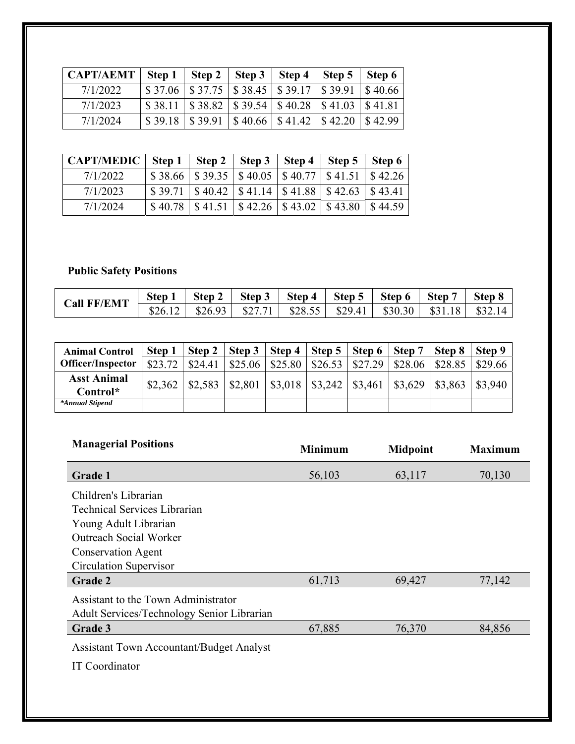| CAPT/AEMT | Step 1 | Step 2 | Step 3 | Step 4 | Step 5 | Step 6 |
|---|---|---|---|---|---|---|
| 7/1/2022 | $ 37.06 | $ 37.75 | $ 38.45 | $ 39.17 | $ 39.91 | $ 40.66 |
| 7/1/2023 | $ 38.11 | $ 38.82 | $ 39.54 | $ 40.28 | $ 41.03 | $ 41.81 |
| 7/1/2024 | $ 39.18 | $ 39.91 | $ 40.66 | $ 41.42 | $ 42.20 | $ 42.99 |

| CAPT/MEDIC | Step 1 | Step 2 | Step 3 | Step 4 | Step 5 | Step 6 |
|---|---|---|---|---|---|---|
| 7/1/2022 | $ 38.66 | $ 39.35 | $ 40.05 | $ 40.77 | $ 41.51 | $ 42.26 |
| 7/1/2023 | $ 39.71 | $ 40.42 | $ 41.14 | $ 41.88 | $ 42.63 | $ 43.41 |
| 7/1/2024 | $ 40.78 | $ 41.51 | $ 42.26 | $ 43.02 | $ 43.80 | $ 44.59 |

**Public Safety Positions**

| Call FF/EMT | Step 1 | Step 2 | Step 3 | Step 4 | Step 5 | Step 6 | Step 7 | Step 8 |
|---|---|---|---|---|---|---|---|---|
| | $26.12 | $26.93 | $27.71 | $28.55 | $29.41 | $30.30 | $31.18 | $32.14 |

| Animal Control Officer/Inspector | Step 1 | Step 2 | Step 3 | Step 4 | Step 5 | Step 6 | Step 7 | Step 8 | Step 9 |
|---|---|---|---|---|---|---|---|---|---|
| | $23.72 | $24.41 | $25.06 | $25.80 | $26.53 | $27.29 | $28.06 | $28.85 | $29.66 |
| **Asst Animal Control*** | $2,362 | $2,583 | $2,801 | $3,018 | $3,242 | $3,461 | $3,629 | $3,863 | $3,940 |
| ***Annual Stipend*** | | | | | | | | | |

| Managerial Positions | Minimum | Midpoint | Maximum |
|---|---|---|---|
| **Grade 1** | 56,103 | 63,117 | 70,130 |
| Children's Librarian | | | |
| Technical Services Librarian | | | |
| Young Adult Librarian | | | |
| Outreach Social Worker | | | |
| Conservation Agent | | | |
| Circulation Supervisor | | | |
| **Grade 2** | 61,713 | 69,427 | 77,142 |
| Assistant to the Town Administrator | | | |
| Adult Services/Technology Senior Librarian | | | |
| **Grade 3** | 67,885 | 76,370 | 84,856 |
| Assistant Town Accountant/Budget Analyst | | | |
| IT Coordinator | | | |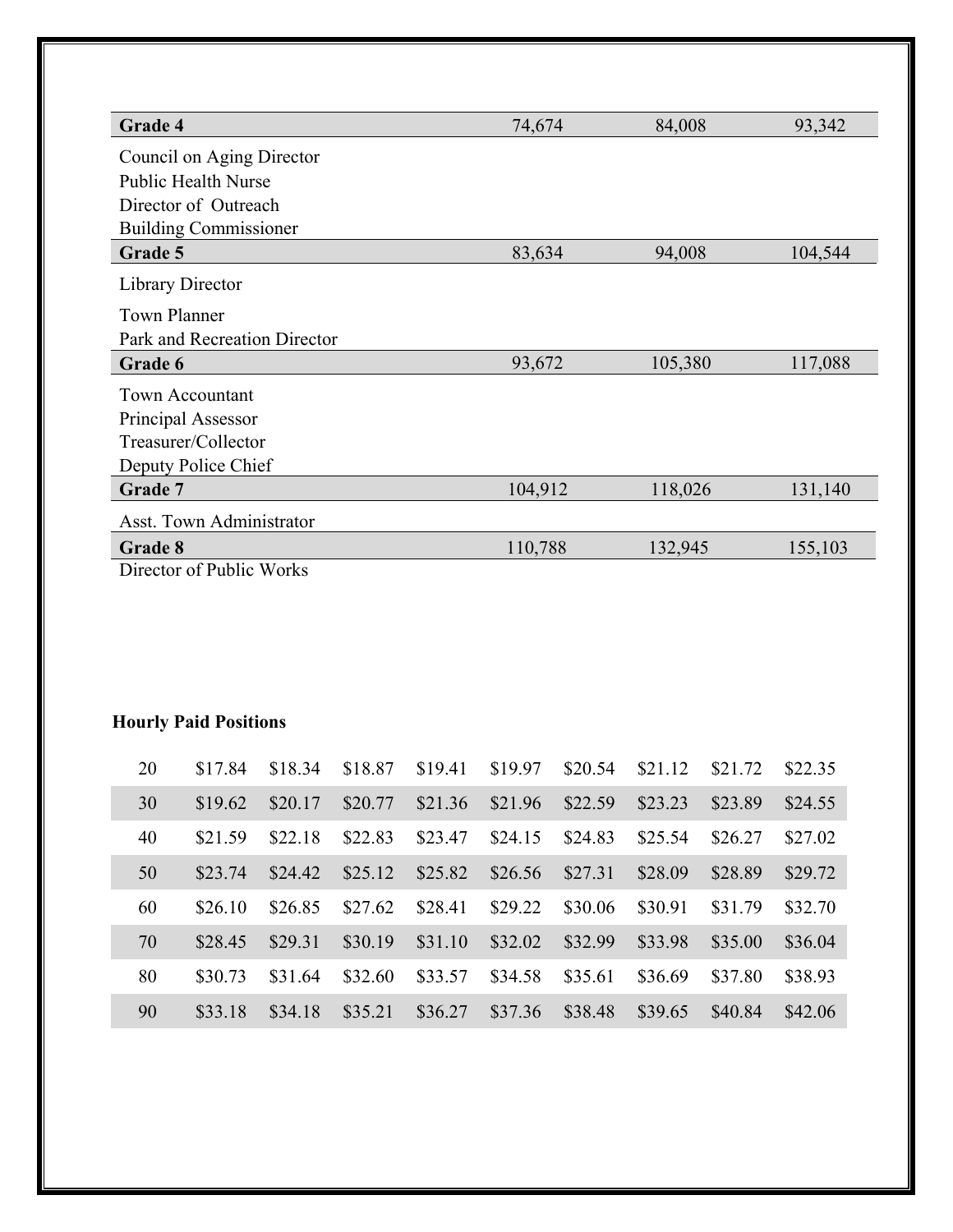| Grade 4 | 74,674 | 84,008 | 93,342 |
|---|---|---|---|
| Council on Aging Director<br>Public Health Nurse<br>Director of Outreach<br>Building Commissioner | | | |
| **Grade 5** | 83,634 | 94,008 | 104,544 |
| Library Director<br>Town Planner<br>Park and Recreation Director | | | |
| **Grade 6** | 93,672 | 105,380 | 117,088 |
| Town Accountant<br>Principal Assessor<br>Treasurer/Collector<br>Deputy Police Chief | | | |
| **Grade 7** | 104,912 | 118,026 | 131,140 |
| Asst. Town Administrator | | | |
| **Grade 8** | 110,788 | 132,945 | 155,103 |
| Director of Public Works | | | |

**Hourly Paid Positions**

| | | | | | | | | | |
|---|---|---|---|---|---|---|---|---|---|
| 20 | $17.84 | $18.34 | $18.87 | $19.41 | $19.97 | $20.54 | $21.12 | $21.72 | $22.35 |
| 30 | $19.62 | $20.17 | $20.77 | $21.36 | $21.96 | $22.59 | $23.23 | $23.89 | $24.55 |
| 40 | $21.59 | $22.18 | $22.83 | $23.47 | $24.15 | $24.83 | $25.54 | $26.27 | $27.02 |
| 50 | $23.74 | $24.42 | $25.12 | $25.82 | $26.56 | $27.31 | $28.09 | $28.89 | $29.72 |
| 60 | $26.10 | $26.85 | $27.62 | $28.41 | $29.22 | $30.06 | $30.91 | $31.79 | $32.70 |
| 70 | $28.45 | $29.31 | $30.19 | $31.10 | $32.02 | $32.99 | $33.98 | $35.00 | $36.04 |
| 80 | $30.73 | $31.64 | $32.60 | $33.57 | $34.58 | $35.61 | $36.69 | $37.80 | $38.93 |
| 90 | $33.18 | $34.18 | $35.21 | $36.27 | $37.36 | $38.48 | $39.65 | $40.84 | $42.06 |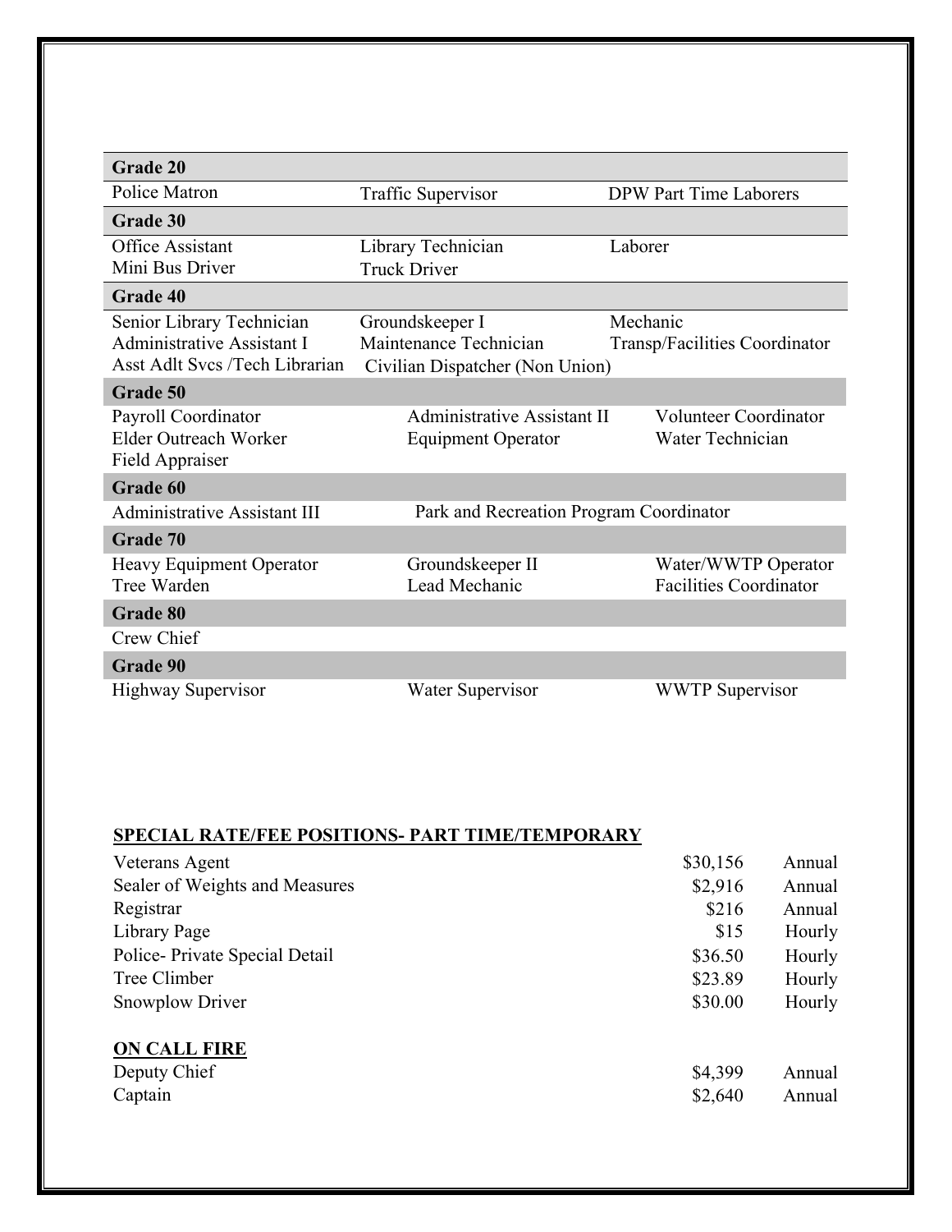| Grade 20 | | |
|---|---|---|
| Police Matron | Traffic Supervisor | DPW Part Time Laborers |
| **Grade 30** | | |
| Office Assistant | Library Technician | Laborer |
| Mini Bus Driver | Truck Driver | |
| **Grade 40** | | |
| Senior Library Technician | Groundskeeper I | Mechanic |
| Administrative Assistant I | Maintenance Technician | Transp/Facilities Coordinator |
| Asst Adlt Svcs /Tech Librarian | Civilian Dispatcher (Non Union) | |
| **Grade 50** | | |
| Payroll Coordinator | Administrative Assistant II | Volunteer Coordinator |
| Elder Outreach Worker | Equipment Operator | Water Technician |
| Field Appraiser | | |
| **Grade 60** | | |
| Administrative Assistant III | Park and Recreation Program Coordinator | |
| **Grade 70** | | |
| Heavy Equipment Operator | Groundskeeper II | Water/WWTP Operator |
| Tree Warden | Lead Mechanic | Facilities Coordinator |
| **Grade 80** | | |
| Crew Chief | | |
| **Grade 90** | | |
| Highway Supervisor | Water Supervisor | WWTP Supervisor |

**SPECIAL RATE/FEE POSITIONS- PART TIME/TEMPORARY**

| Position | Rate | Basis |
|---|---|---|
| Veterans Agent | $30,156 | Annual |
| Sealer of Weights and Measures | $2,916 | Annual |
| Registrar | $216 | Annual |
| Library Page | $15 | Hourly |
| Police- Private Special Detail | $36.50 | Hourly |
| Tree Climber | $23.89 | Hourly |
| Snowplow Driver | $30.00 | Hourly |

**ON CALL FIRE**

| Position | Rate | Basis |
|---|---|---|
| Deputy Chief | $4,399 | Annual |
| Captain | $2,640 | Annual |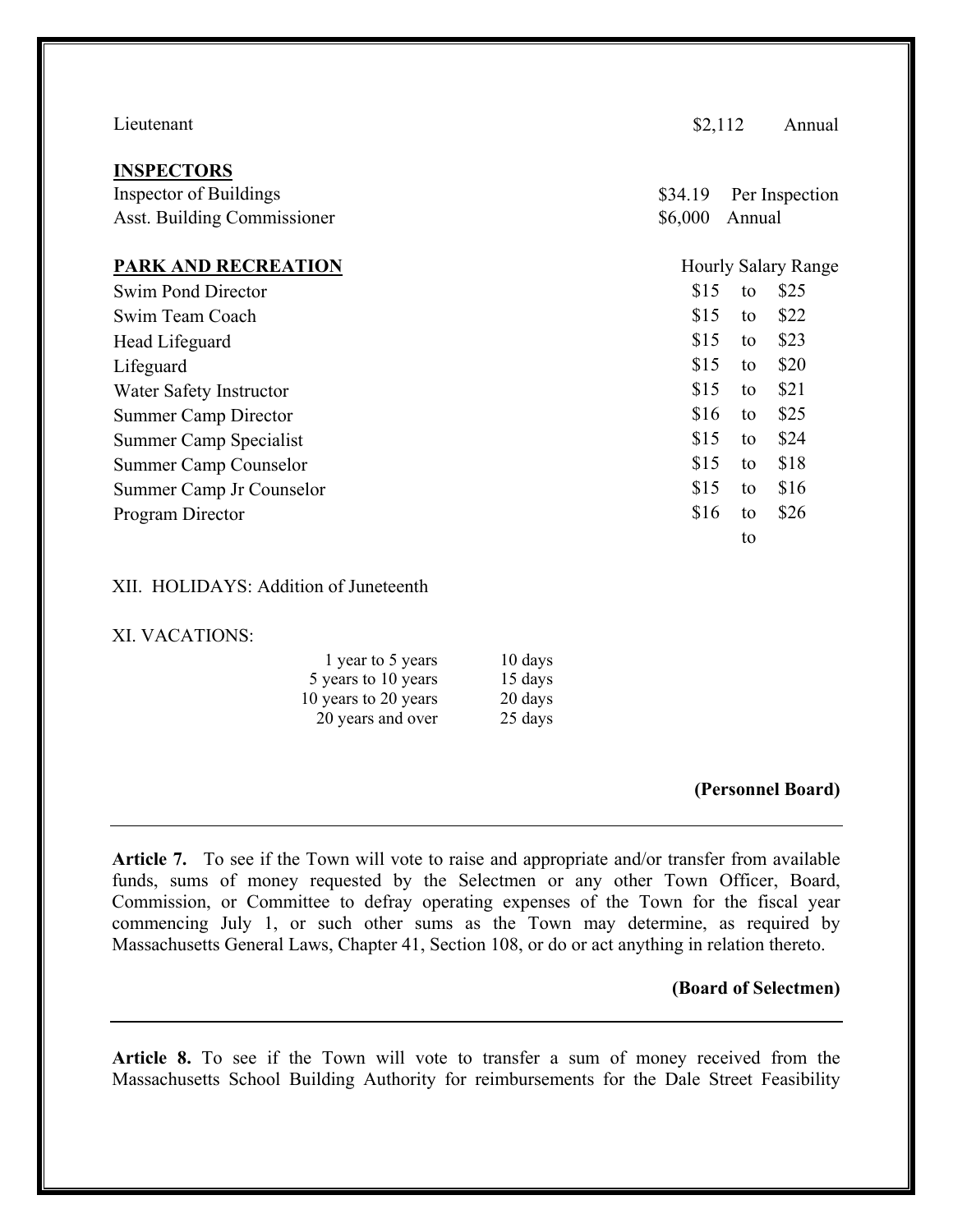| | | |
|---|---|---|
| Lieutenant | $2,112 | Annual |

**INSPECTORS**

| | | |
|---|---|---|
| Inspector of Buildings | $34.19 | Per Inspection |
| Asst. Building Commissioner | $6,000 | Annual |

| **PARK AND RECREATION** | Hourly Salary Range | | |
|---|---|---|---|
| Swim Pond Director | $15 | to | $25 |
| Swim Team Coach | $15 | to | $22 |
| Head Lifeguard | $15 | to | $23 |
| Lifeguard | $15 | to | $20 |
| Water Safety Instructor | $15 | to | $21 |
| Summer Camp Director | $16 | to | $25 |
| Summer Camp Specialist | $15 | to | $24 |
| Summer Camp Counselor | $15 | to | $18 |
| Summer Camp Jr Counselor | $15 | to | $16 |
| Program Director | $16 | to | $26 |
| | | to | |

XII. HOLIDAYS: Addition of Juneteenth

XI. VACATIONS:

| | |
|---|---|
| 1 year to 5 years | 10 days |
| 5 years to 10 years | 15 days |
| 10 years to 20 years | 20 days |
| 20 years and over | 25 days |

**(Personnel Board)**

---

**Article 7.** To see if the Town will vote to raise and appropriate and/or transfer from available funds, sums of money requested by the Selectmen or any other Town Officer, Board, Commission, or Committee to defray operating expenses of the Town for the fiscal year commencing July 1, or such other sums as the Town may determine, as required by Massachusetts General Laws, Chapter 41, Section 108, or do or act anything in relation thereto.

**(Board of Selectmen)**

---

**Article 8.** To see if the Town will vote to transfer a sum of money received from the Massachusetts School Building Authority for reimbursements for the Dale Street Feasibility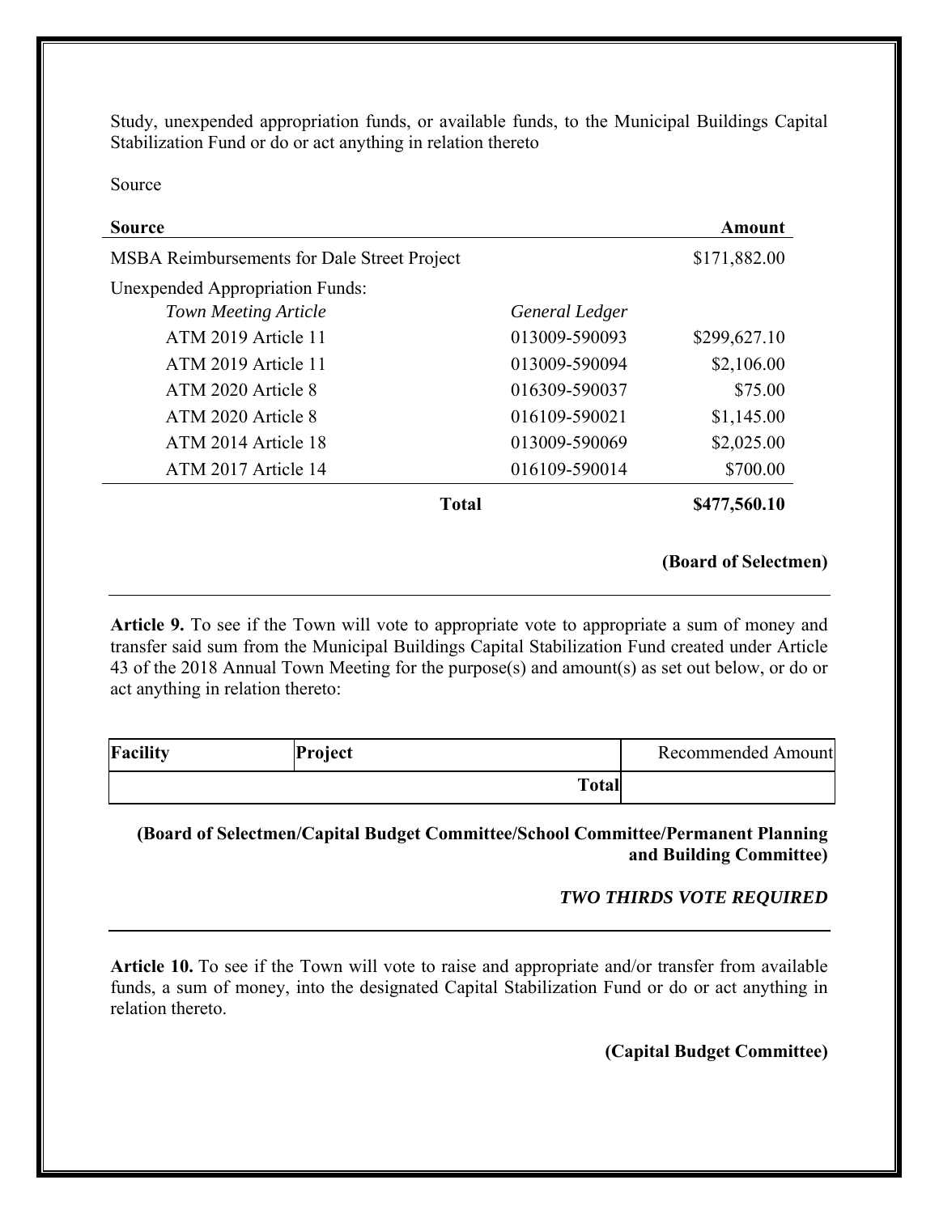Study, unexpended appropriation funds, or available funds, to the Municipal Buildings Capital Stabilization Fund or do or act anything in relation thereto

Source

| Source | | Amount |
|---|---|---|
| MSBA Reimbursements for Dale Street Project | | $171,882.00 |
| Unexpended Appropriation Funds: | | |
| *Town Meeting Article* | *General Ledger* | |
| ATM 2019 Article 11 | 013009-590093 | $299,627.10 |
| ATM 2019 Article 11 | 013009-590094 | $2,106.00 |
| ATM 2020 Article 8 | 016309-590037 | $75.00 |
| ATM 2020 Article 8 | 016109-590021 | $1,145.00 |
| ATM 2014 Article 18 | 013009-590069 | $2,025.00 |
| ATM 2017 Article 14 | 016109-590014 | $700.00 |
| **Total** | | **$477,560.10** |

**(Board of Selectmen)**

---

**Article 9.** To see if the Town will vote to appropriate vote to appropriate a sum of money and transfer said sum from the Municipal Buildings Capital Stabilization Fund created under Article 43 of the 2018 Annual Town Meeting for the purpose(s) and amount(s) as set out below, or do or act anything in relation thereto:

| Facility | Project | Recommended Amount |
|---|---|---|
| | **Total** | |

**(Board of Selectmen/Capital Budget Committee/School Committee/Permanent Planning and Building Committee)**

***TWO THIRDS VOTE REQUIRED***

---

**Article 10.** To see if the Town will vote to raise and appropriate and/or transfer from available funds, a sum of money, into the designated Capital Stabilization Fund or do or act anything in relation thereto.

**(Capital Budget Committee)**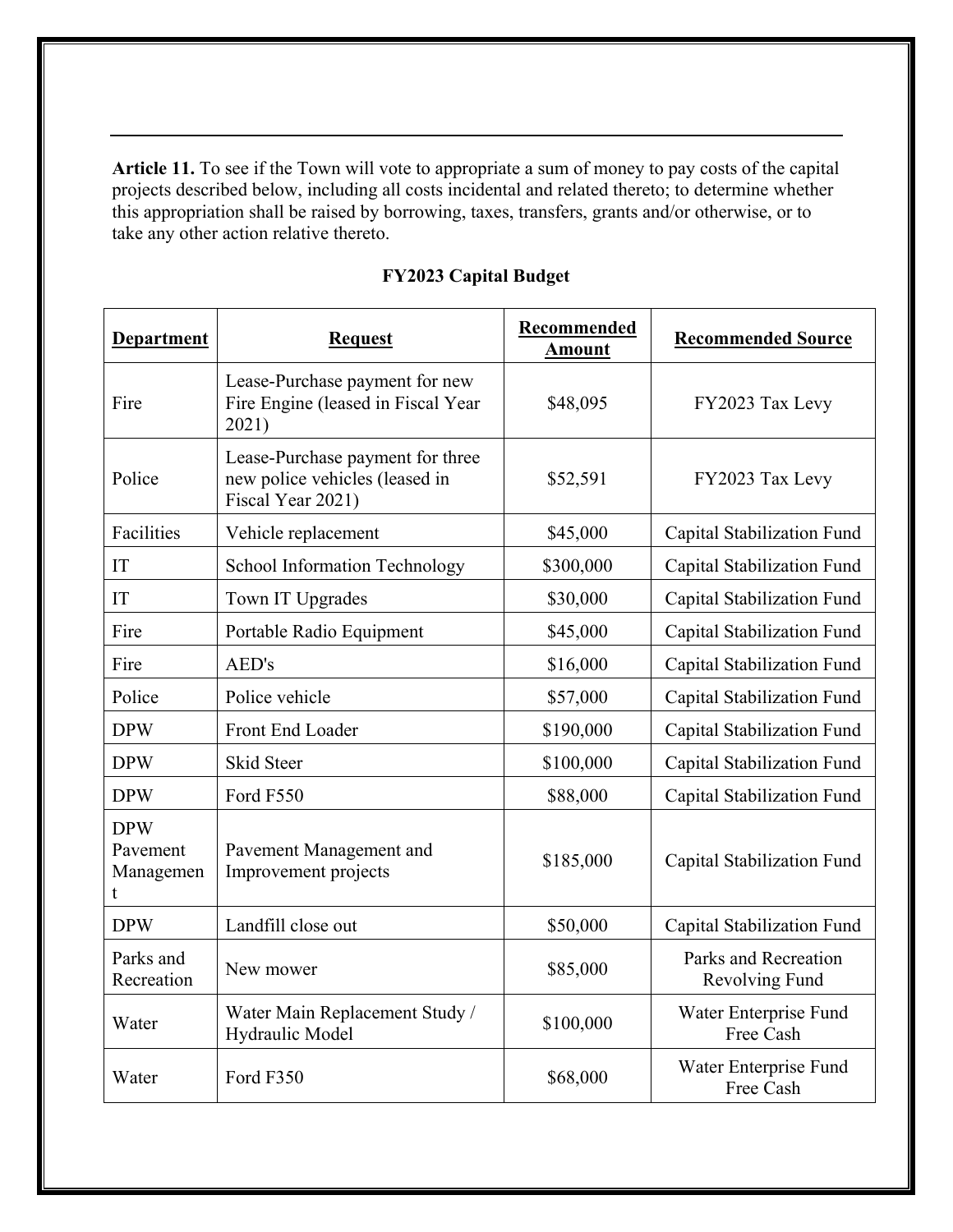**Article 11.** To see if the Town will vote to appropriate a sum of money to pay costs of the capital projects described below, including all costs incidental and related thereto; to determine whether this appropriation shall be raised by borrowing, taxes, transfers, grants and/or otherwise, or to take any other action relative thereto.

**FY2023 Capital Budget**

| Department | Request | Recommended Amount | Recommended Source |
|---|---|---|---|
| Fire | Lease-Purchase payment for new Fire Engine (leased in Fiscal Year 2021) | $48,095 | FY2023 Tax Levy |
| Police | Lease-Purchase payment for three new police vehicles (leased in Fiscal Year 2021) | $52,591 | FY2023 Tax Levy |
| Facilities | Vehicle replacement | $45,000 | Capital Stabilization Fund |
| IT | School Information Technology | $300,000 | Capital Stabilization Fund |
| IT | Town IT Upgrades | $30,000 | Capital Stabilization Fund |
| Fire | Portable Radio Equipment | $45,000 | Capital Stabilization Fund |
| Fire | AED's | $16,000 | Capital Stabilization Fund |
| Police | Police vehicle | $57,000 | Capital Stabilization Fund |
| DPW | Front End Loader | $190,000 | Capital Stabilization Fund |
| DPW | Skid Steer | $100,000 | Capital Stabilization Fund |
| DPW | Ford F550 | $88,000 | Capital Stabilization Fund |
| DPW Pavement Management | Pavement Management and Improvement projects | $185,000 | Capital Stabilization Fund |
| DPW | Landfill close out | $50,000 | Capital Stabilization Fund |
| Parks and Recreation | New mower | $85,000 | Parks and Recreation Revolving Fund |
| Water | Water Main Replacement Study / Hydraulic Model | $100,000 | Water Enterprise Fund Free Cash |
| Water | Ford F350 | $68,000 | Water Enterprise Fund Free Cash |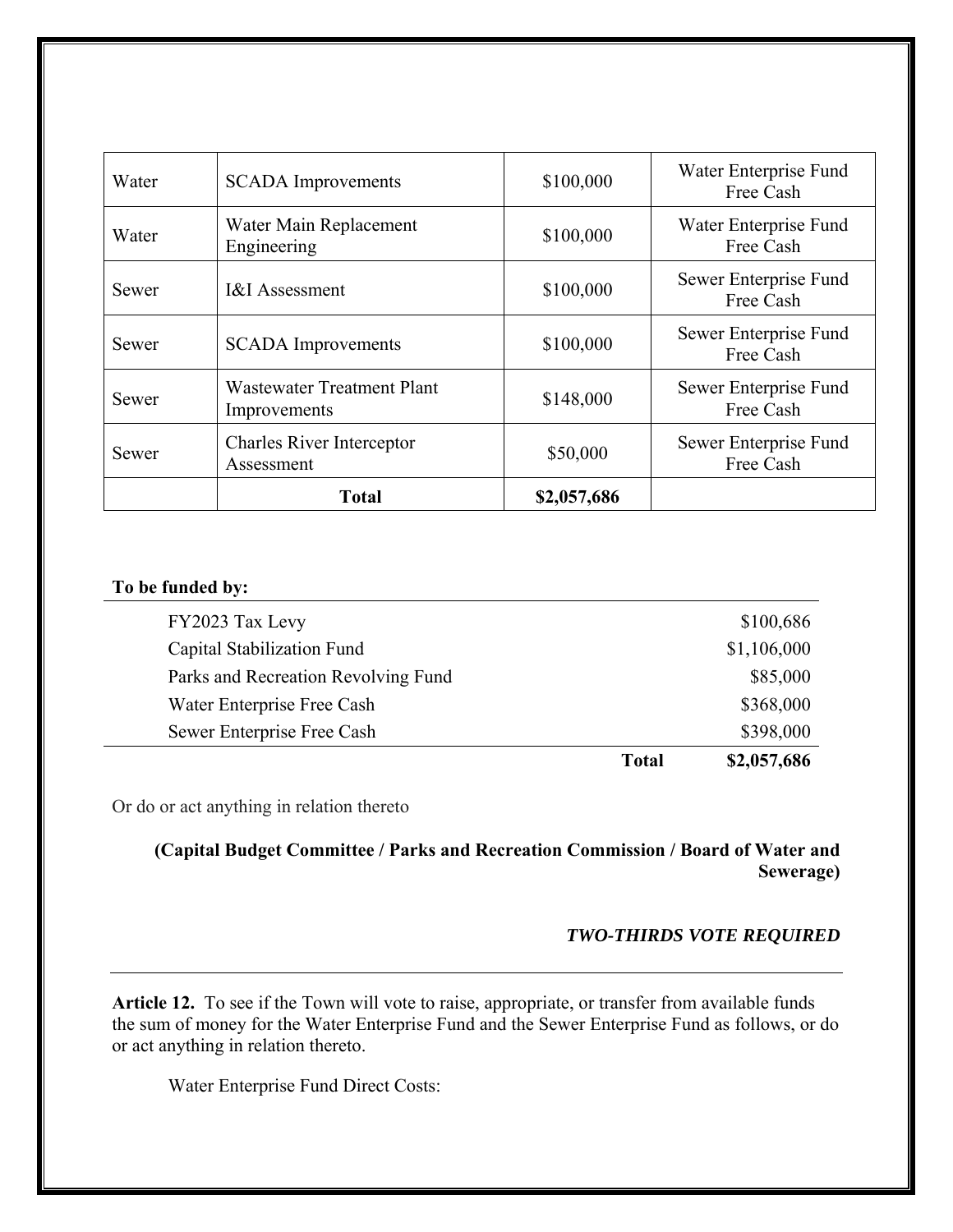| | | | |
|---|---|---|---|
| Water | SCADA Improvements | $100,000 | Water Enterprise Fund Free Cash |
| Water | Water Main Replacement Engineering | $100,000 | Water Enterprise Fund Free Cash |
| Sewer | I&I Assessment | $100,000 | Sewer Enterprise Fund Free Cash |
| Sewer | SCADA Improvements | $100,000 | Sewer Enterprise Fund Free Cash |
| Sewer | Wastewater Treatment Plant Improvements | $148,000 | Sewer Enterprise Fund Free Cash |
| Sewer | Charles River Interceptor Assessment | $50,000 | Sewer Enterprise Fund Free Cash |
| | **Total** | **$2,057,686** | |

**To be funded by:**

| | |
|---|---|
| FY2023 Tax Levy | $100,686 |
| Capital Stabilization Fund | $1,106,000 |
| Parks and Recreation Revolving Fund | $85,000 |
| Water Enterprise Free Cash | $368,000 |
| Sewer Enterprise Free Cash | $398,000 |
| **Total** | **$2,057,686** |

Or do or act anything in relation thereto

**(Capital Budget Committee / Parks and Recreation Commission / Board of Water and Sewerage)**

***TWO-THIRDS VOTE REQUIRED***

---

**Article 12.** To see if the Town will vote to raise, appropriate, or transfer from available funds the sum of money for the Water Enterprise Fund and the Sewer Enterprise Fund as follows, or do or act anything in relation thereto.

Water Enterprise Fund Direct Costs: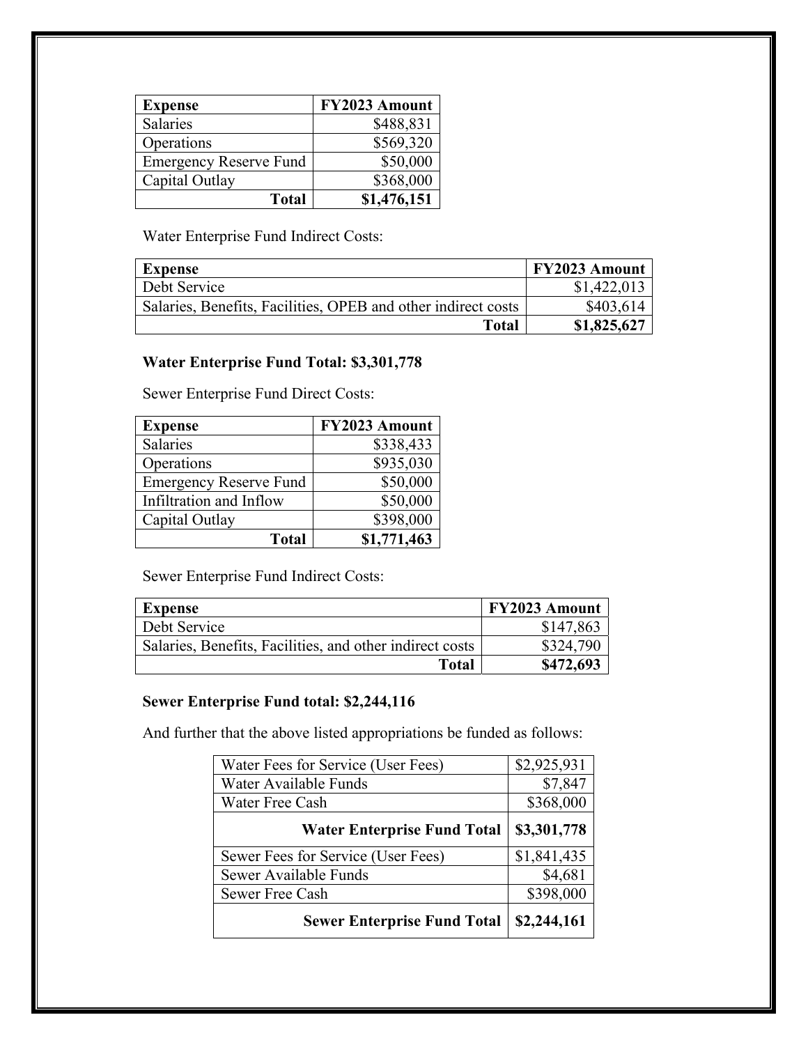| Expense | FY2023 Amount |
|---|---|
| Salaries | $488,831 |
| Operations | $569,320 |
| Emergency Reserve Fund | $50,000 |
| Capital Outlay | $368,000 |
| **Total** | **$1,476,151** |

Water Enterprise Fund Indirect Costs:

| Expense | FY2023 Amount |
|---|---|
| Debt Service | $1,422,013 |
| Salaries, Benefits, Facilities, OPEB and other indirect costs | $403,614 |
| **Total** | **$1,825,627** |

**Water Enterprise Fund Total: $3,301,778**

Sewer Enterprise Fund Direct Costs:

| Expense | FY2023 Amount |
|---|---|
| Salaries | $338,433 |
| Operations | $935,030 |
| Emergency Reserve Fund | $50,000 |
| Infiltration and Inflow | $50,000 |
| Capital Outlay | $398,000 |
| **Total** | **$1,771,463** |

Sewer Enterprise Fund Indirect Costs:

| Expense | FY2023 Amount |
|---|---|
| Debt Service | $147,863 |
| Salaries, Benefits, Facilities, and other indirect costs | $324,790 |
| **Total** | **$472,693** |

**Sewer Enterprise Fund total: $2,244,116**

And further that the above listed appropriations be funded as follows:

| Source | Amount |
|---|---|
| Water Fees for Service (User Fees) | $2,925,931 |
| Water Available Funds | $7,847 |
| Water Free Cash | $368,000 |
| **Water Enterprise Fund Total** | **$3,301,778** |
| Sewer Fees for Service (User Fees) | $1,841,435 |
| Sewer Available Funds | $4,681 |
| Sewer Free Cash | $398,000 |
| **Sewer Enterprise Fund Total** | **$2,244,161** |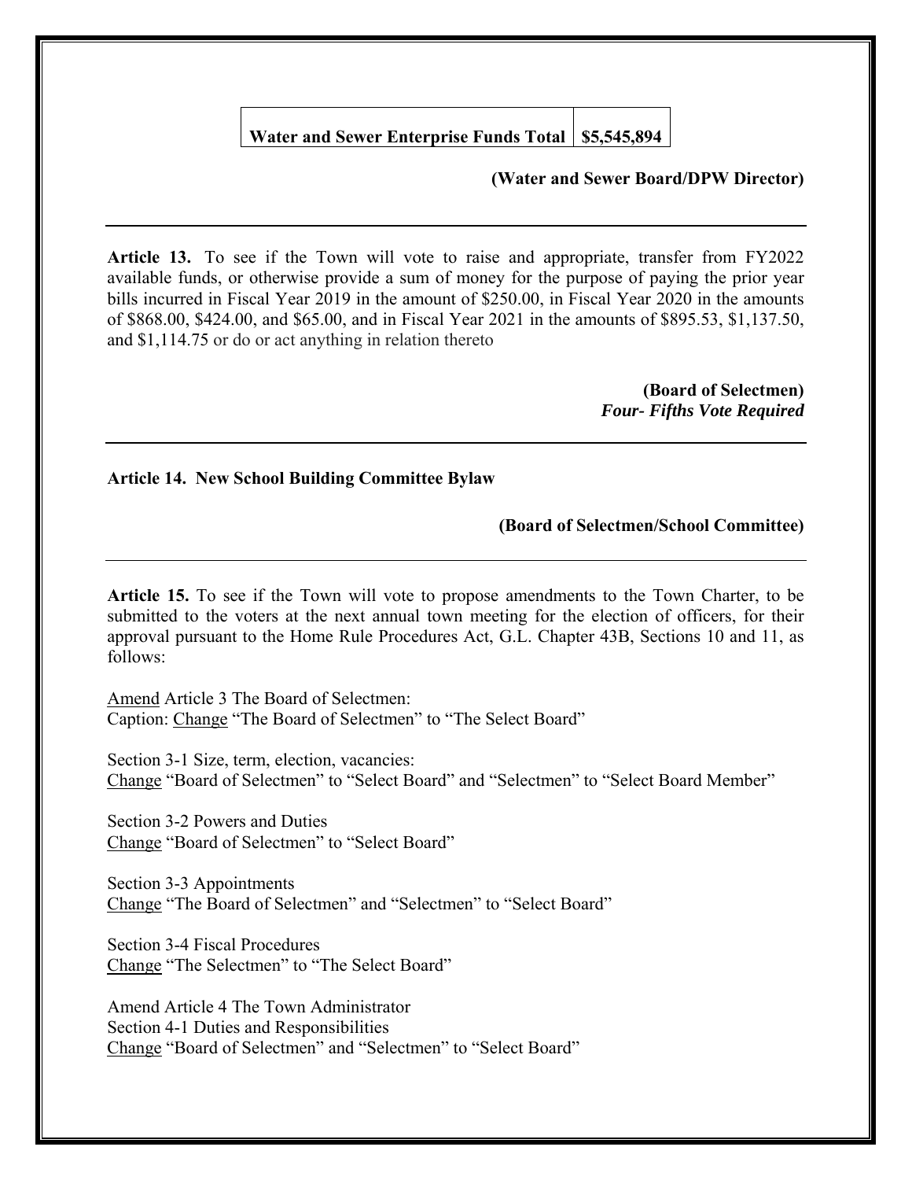| Water and Sewer Enterprise Funds Total | $5,545,894 |
|---|---|

**(Water and Sewer Board/DPW Director)**

---

**Article 13.** To see if the Town will vote to raise and appropriate, transfer from FY2022 available funds, or otherwise provide a sum of money for the purpose of paying the prior year bills incurred in Fiscal Year 2019 in the amount of $250.00, in Fiscal Year 2020 in the amounts of $868.00, $424.00, and $65.00, and in Fiscal Year 2021 in the amounts of $895.53, $1,137.50, and $1,114.75 or do or act anything in relation thereto

**(Board of Selectmen)**
***Four- Fifths Vote Required***

---

**Article 14. New School Building Committee Bylaw**

**(Board of Selectmen/School Committee)**

---

**Article 15.** To see if the Town will vote to propose amendments to the Town Charter, to be submitted to the voters at the next annual town meeting for the election of officers, for their approval pursuant to the Home Rule Procedures Act, G.L. Chapter 43B, Sections 10 and 11, as follows:

Amend Article 3 The Board of Selectmen:
Caption: Change "The Board of Selectmen" to "The Select Board"

Section 3-1 Size, term, election, vacancies:
Change "Board of Selectmen" to "Select Board" and "Selectmen" to "Select Board Member"

Section 3-2 Powers and Duties
Change "Board of Selectmen" to "Select Board"

Section 3-3 Appointments
Change "The Board of Selectmen" and "Selectmen" to "Select Board"

Section 3-4 Fiscal Procedures
Change "The Selectmen" to "The Select Board"

Amend Article 4 The Town Administrator
Section 4-1 Duties and Responsibilities
Change "Board of Selectmen" and "Selectmen" to "Select Board"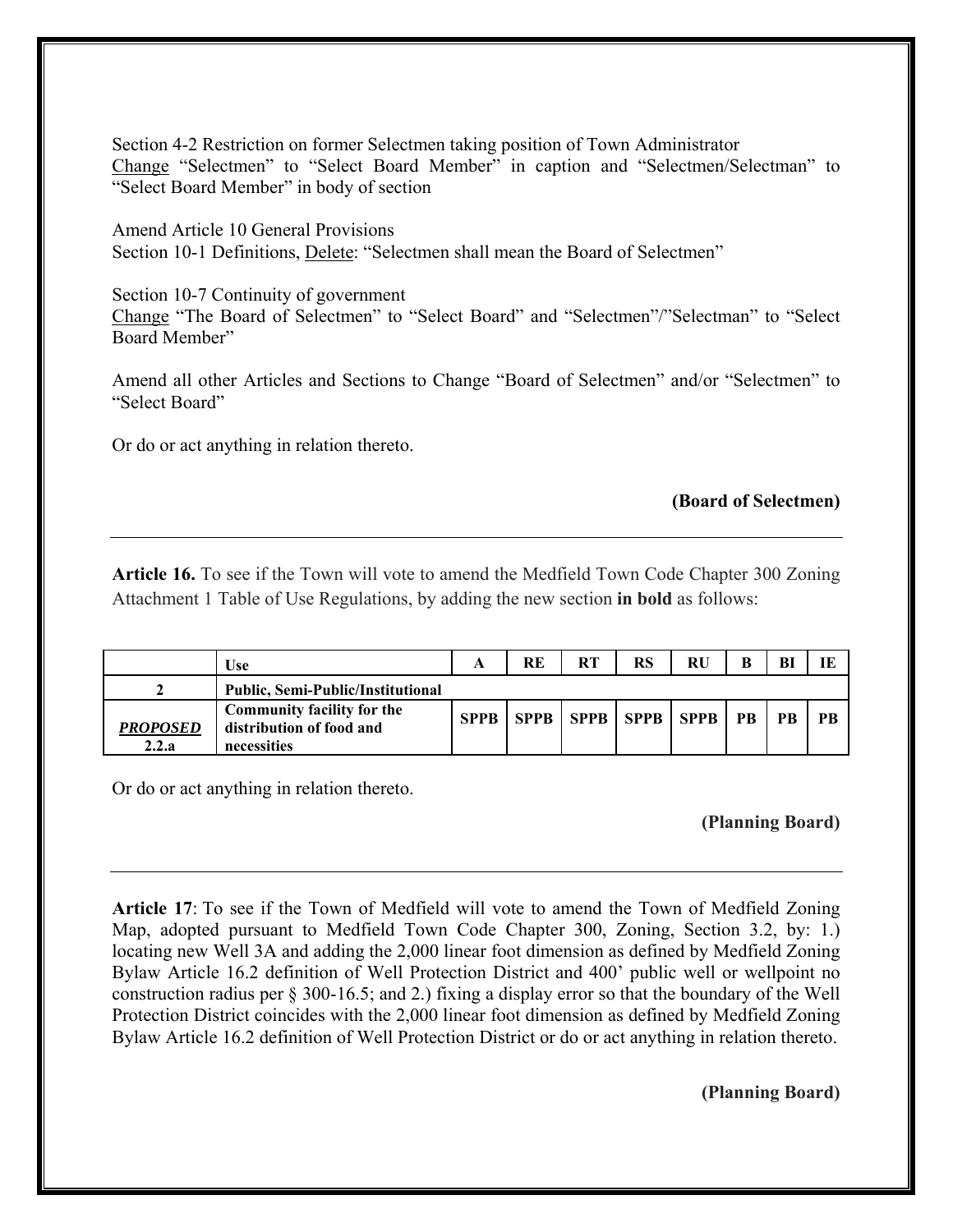Section 4-2 Restriction on former Selectmen taking position of Town Administrator
<u>Change</u> “Selectmen” to “Select Board Member” in caption and “Selectmen/Selectman” to “Select Board Member” in body of section

Amend Article 10 General Provisions
Section 10-1 Definitions, <u>Delete</u>: “Selectmen shall mean the Board of Selectmen”

Section 10-7 Continuity of government
<u>Change</u> “The Board of Selectmen” to “Select Board” and “Selectmen”/”Selectman” to “Select Board Member”

Amend all other Articles and Sections to Change “Board of Selectmen” and/or “Selectmen” to “Select Board”

Or do or act anything in relation thereto.

**(Board of Selectmen)**

---

**Article 16.** To see if the Town will vote to amend the Medfield Town Code Chapter 300 Zoning Attachment 1 Table of Use Regulations, by adding the new section **in bold** as follows:

| | Use | A | RE | RT | RS | RU | B | BI | IE |
|---|---|---|---|---|---|---|---|---|---|
| **2** | **Public, Semi-Public/Institutional** | | | | | | | | |
| ***PROPOSED*** **2.2.a** | **Community facility for the distribution of food and necessities** | **SPPB** | **SPPB** | **SPPB** | **SPPB** | **SPPB** | **PB** | **PB** | **PB** |

Or do or act anything in relation thereto.

**(Planning Board)**

---

**Article 17**: To see if the Town of Medfield will vote to amend the Town of Medfield Zoning Map, adopted pursuant to Medfield Town Code Chapter 300, Zoning, Section 3.2, by: 1.) locating new Well 3A and adding the 2,000 linear foot dimension as defined by Medfield Zoning Bylaw Article 16.2 definition of Well Protection District and 400’ public well or wellpoint no construction radius per § 300-16.5; and 2.) fixing a display error so that the boundary of the Well Protection District coincides with the 2,000 linear foot dimension as defined by Medfield Zoning Bylaw Article 16.2 definition of Well Protection District or do or act anything in relation thereto.

**(Planning Board)**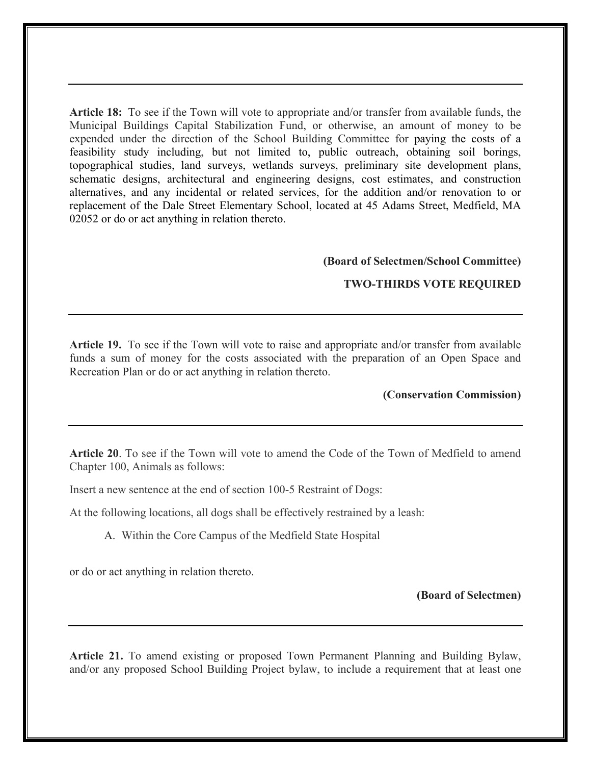---

**Article 18:** To see if the Town will vote to appropriate and/or transfer from available funds, the Municipal Buildings Capital Stabilization Fund, or otherwise, an amount of money to be expended under the direction of the School Building Committee for paying the costs of a feasibility study including, but not limited to, public outreach, obtaining soil borings, topographical studies, land surveys, wetlands surveys, preliminary site development plans, schematic designs, architectural and engineering designs, cost estimates, and construction alternatives, and any incidental or related services, for the addition and/or renovation to or replacement of the Dale Street Elementary School, located at 45 Adams Street, Medfield, MA 02052 or do or act anything in relation thereto.

**(Board of Selectmen/School Committee)**

**TWO-THIRDS VOTE REQUIRED**

---

**Article 19.** To see if the Town will vote to raise and appropriate and/or transfer from available funds a sum of money for the costs associated with the preparation of an Open Space and Recreation Plan or do or act anything in relation thereto.

**(Conservation Commission)**

---

**Article 20**. To see if the Town will vote to amend the Code of the Town of Medfield to amend Chapter 100, Animals as follows:

Insert a new sentence at the end of section 100-5 Restraint of Dogs:

At the following locations, all dogs shall be effectively restrained by a leash:

A. Within the Core Campus of the Medfield State Hospital

or do or act anything in relation thereto.

**(Board of Selectmen)**

---

**Article 21.** To amend existing or proposed Town Permanent Planning and Building Bylaw, and/or any proposed School Building Project bylaw, to include a requirement that at least one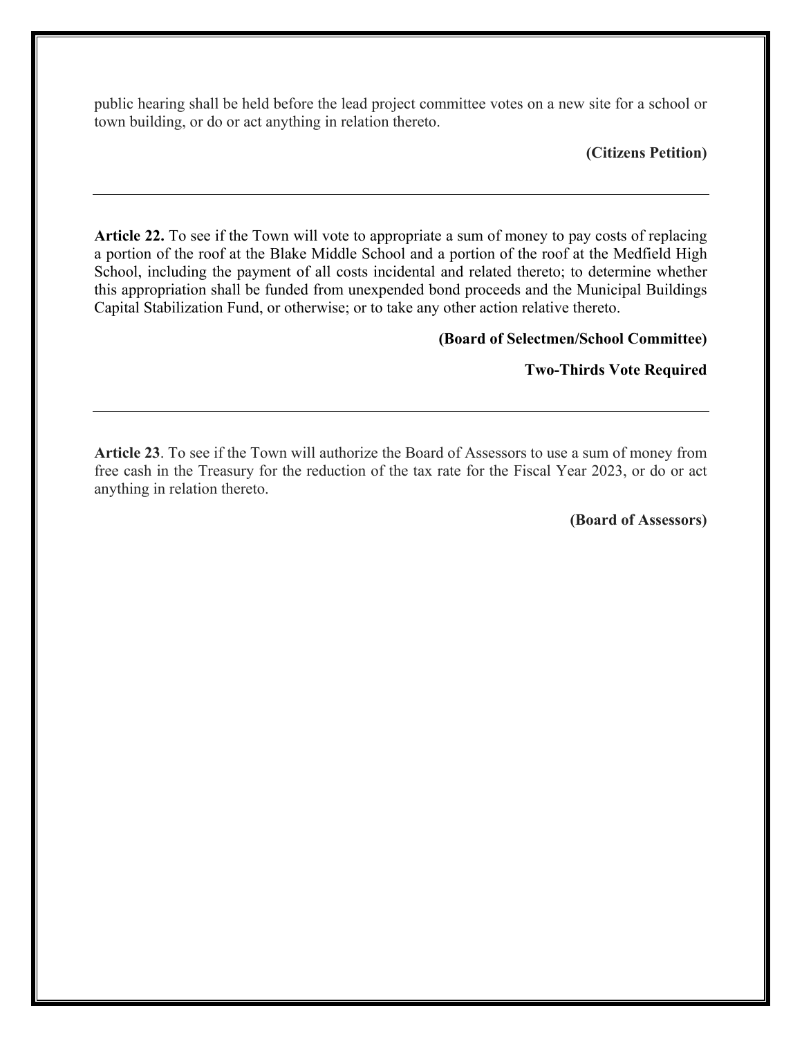public hearing shall be held before the lead project committee votes on a new site for a school or town building, or do or act anything in relation thereto.

**(Citizens Petition)**

---

**Article 22.** To see if the Town will vote to appropriate a sum of money to pay costs of replacing a portion of the roof at the Blake Middle School and a portion of the roof at the Medfield High School, including the payment of all costs incidental and related thereto; to determine whether this appropriation shall be funded from unexpended bond proceeds and the Municipal Buildings Capital Stabilization Fund, or otherwise; or to take any other action relative thereto.

**(Board of Selectmen/School Committee)**

**Two-Thirds Vote Required**

---

**Article 23**. To see if the Town will authorize the Board of Assessors to use a sum of money from free cash in the Treasury for the reduction of the tax rate for the Fiscal Year 2023, or do or act anything in relation thereto.

**(Board of Assessors)**